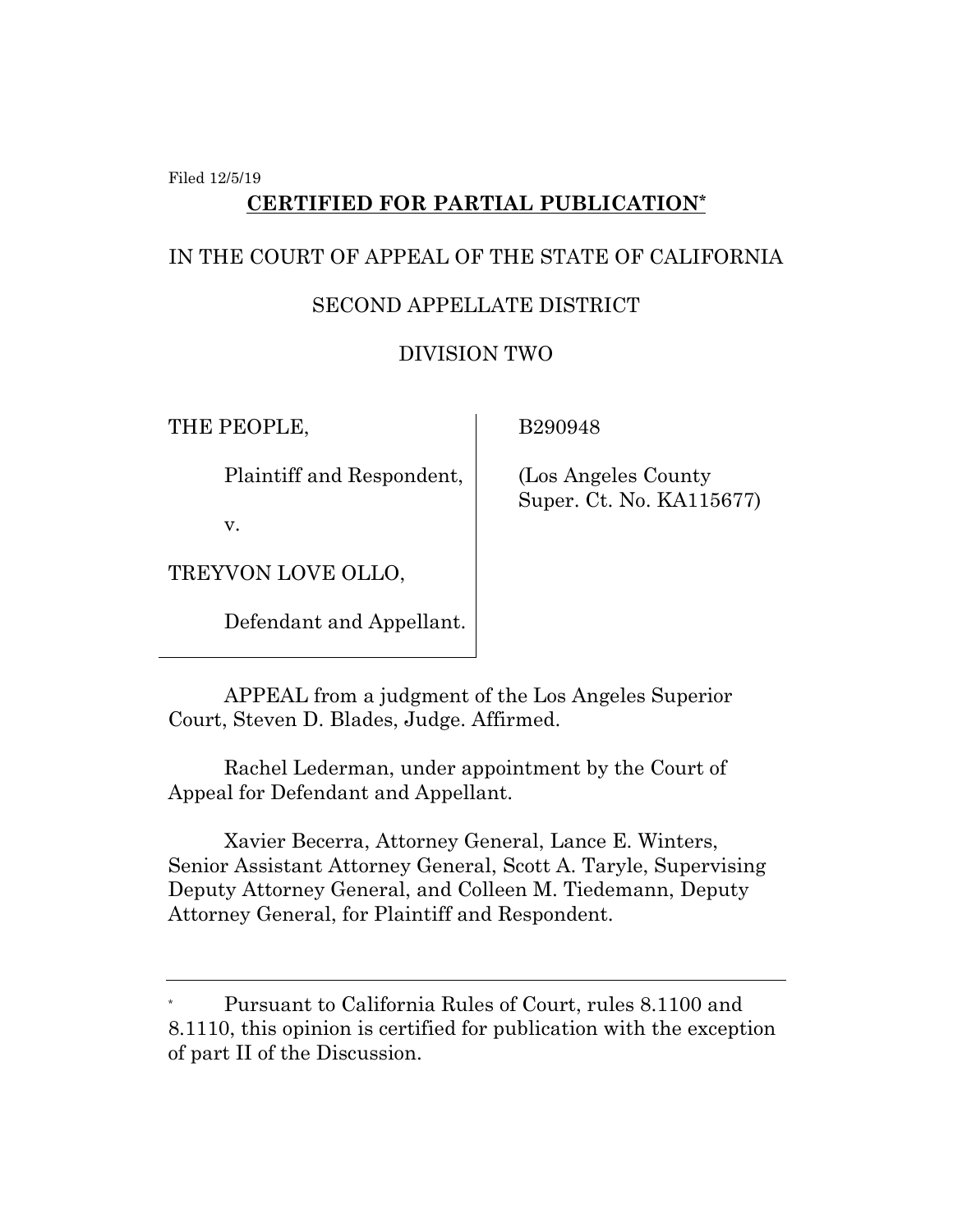Filed 12/5/19

**CERTIFIED FOR PARTIAL PUBLICATION***

IN THE COURT OF APPEAL OF THE STATE OF CALIFORNIA

SECOND APPELLATE DISTRICT

DIVISION TWO

| | |
|---|---|
| THE PEOPLE,<br><br>Plaintiff and Respondent,<br><br>v.<br><br>TREYVON LOVE OLLO,<br><br>Defendant and Appellant. | B290948<br><br>(Los Angeles County Super. Ct. No. KA115677) |

APPEAL from a judgment of the Los Angeles Superior Court, Steven D. Blades, Judge. Affirmed.

Rachel Lederman, under appointment by the Court of Appeal for Defendant and Appellant.

Xavier Becerra, Attorney General, Lance E. Winters, Senior Assistant Attorney General, Scott A. Taryle, Supervising Deputy Attorney General, and Colleen M. Tiedemann, Deputy Attorney General, for Plaintiff and Respondent.

---

\* Pursuant to California Rules of Court, rules 8.1100 and 8.1110, this opinion is certified for publication with the exception of part II of the Discussion.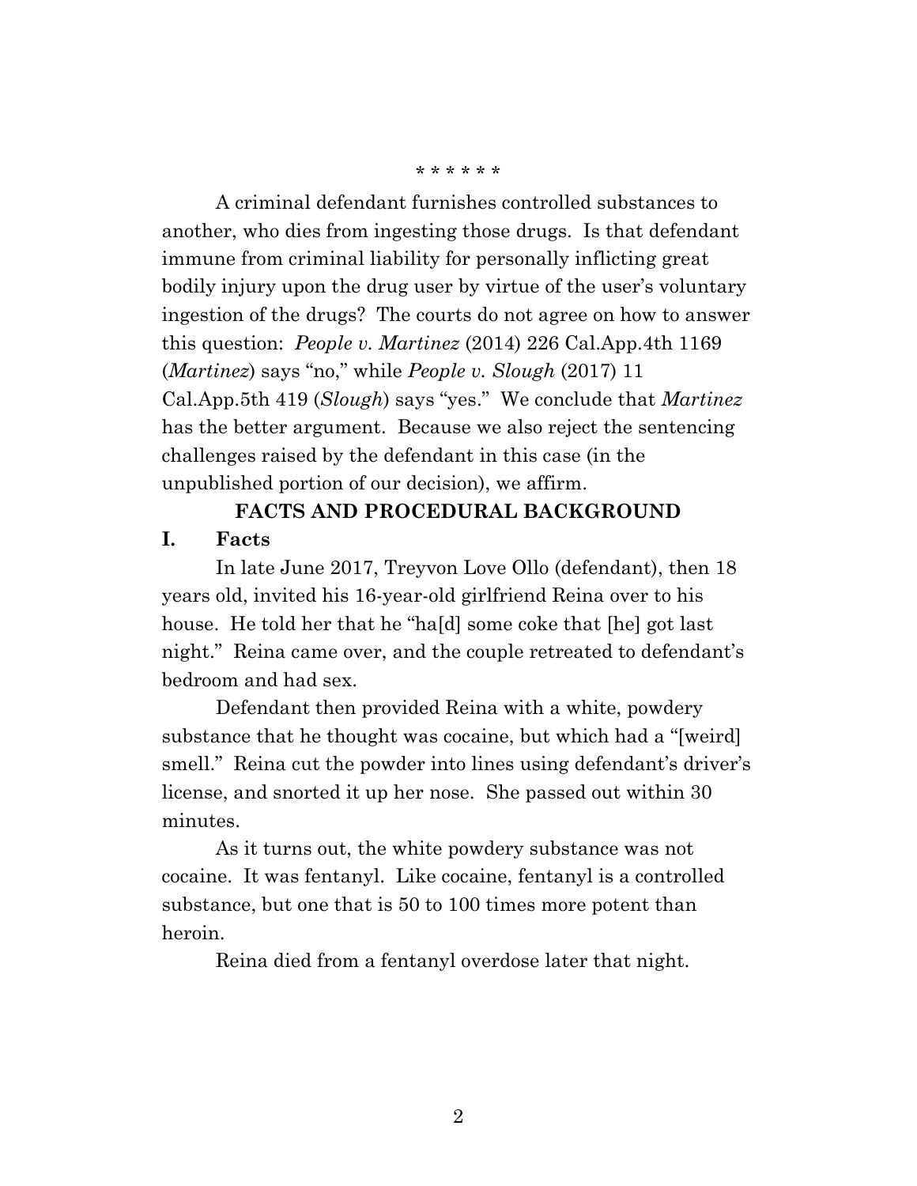\* \* \* \* \* \*

A criminal defendant furnishes controlled substances to another, who dies from ingesting those drugs. Is that defendant immune from criminal liability for personally inflicting great bodily injury upon the drug user by virtue of the user's voluntary ingestion of the drugs? The courts do not agree on how to answer this question: *People v. Martinez* (2014) 226 Cal.App.4th 1169 (*Martinez*) says "no," while *People v. Slough* (2017) 11 Cal.App.5th 419 (*Slough*) says "yes." We conclude that *Martinez* has the better argument. Because we also reject the sentencing challenges raised by the defendant in this case (in the unpublished portion of our decision), we affirm.

## FACTS AND PROCEDURAL BACKGROUND

### I. Facts

In late June 2017, Treyvon Love Ollo (defendant), then 18 years old, invited his 16-year-old girlfriend Reina over to his house. He told her that he "ha[d] some coke that [he] got last night." Reina came over, and the couple retreated to defendant's bedroom and had sex.

Defendant then provided Reina with a white, powdery substance that he thought was cocaine, but which had a "[weird] smell." Reina cut the powder into lines using defendant's driver's license, and snorted it up her nose. She passed out within 30 minutes.

As it turns out, the white powdery substance was not cocaine. It was fentanyl. Like cocaine, fentanyl is a controlled substance, but one that is 50 to 100 times more potent than heroin.

Reina died from a fentanyl overdose later that night.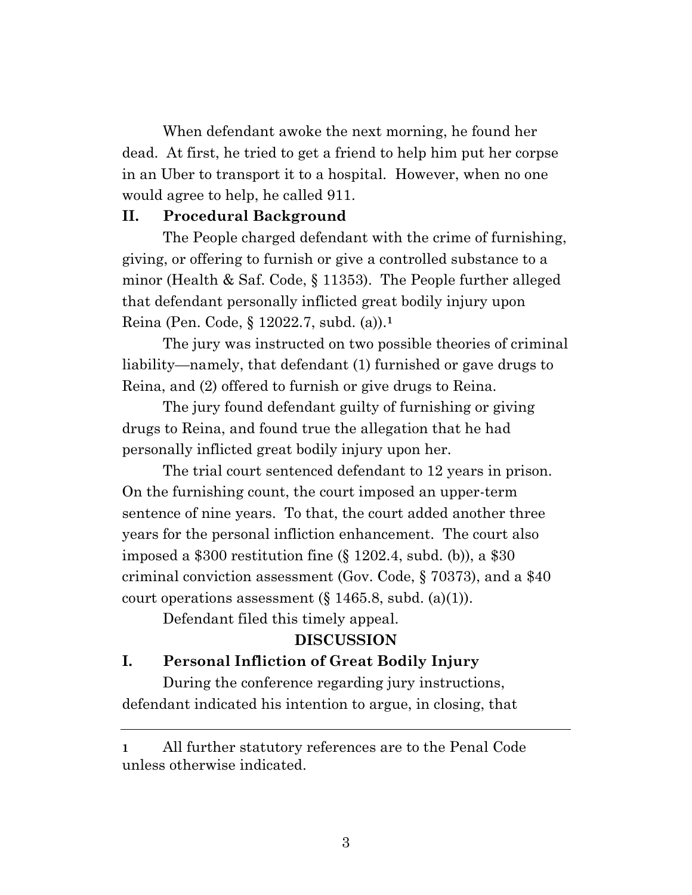When defendant awoke the next morning, he found her dead. At first, he tried to get a friend to help him put her corpse in an Uber to transport it to a hospital. However, when no one would agree to help, he called 911.

## II. Procedural Background

The People charged defendant with the crime of furnishing, giving, or offering to furnish or give a controlled substance to a minor (Health & Saf. Code, § 11353). The People further alleged that defendant personally inflicted great bodily injury upon Reina (Pen. Code, § 12022.7, subd. (a)).[1]

The jury was instructed on two possible theories of criminal liability—namely, that defendant (1) furnished or gave drugs to Reina, and (2) offered to furnish or give drugs to Reina.

The jury found defendant guilty of furnishing or giving drugs to Reina, and found true the allegation that he had personally inflicted great bodily injury upon her.

The trial court sentenced defendant to 12 years in prison. On the furnishing count, the court imposed an upper-term sentence of nine years. To that, the court added another three years for the personal infliction enhancement. The court also imposed a $300 restitution fine (§ 1202.4, subd. (b)), a $30 criminal conviction assessment (Gov. Code, § 70373), and a $40 court operations assessment (§ 1465.8, subd. (a)(1)).

Defendant filed this timely appeal.

# DISCUSSION

## I. Personal Infliction of Great Bodily Injury

During the conference regarding jury instructions, defendant indicated his intention to argue, in closing, that

---

[1] All further statutory references are to the Penal Code unless otherwise indicated.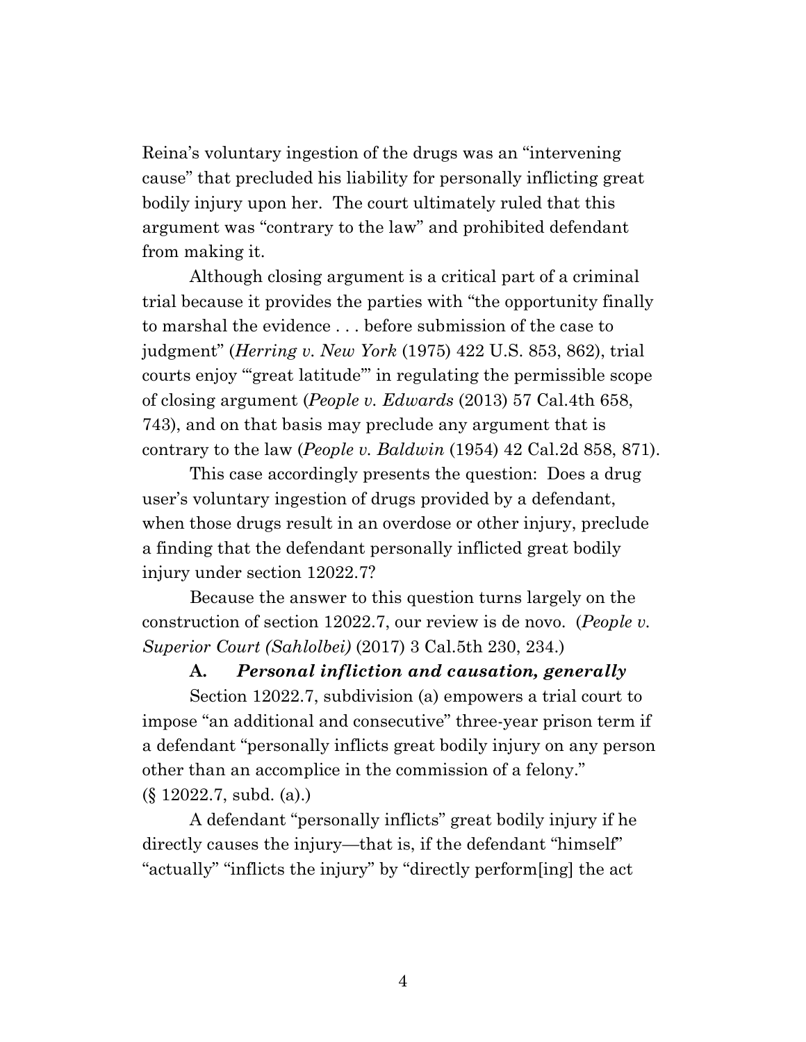Reina's voluntary ingestion of the drugs was an "intervening cause" that precluded his liability for personally inflicting great bodily injury upon her. The court ultimately ruled that this argument was "contrary to the law" and prohibited defendant from making it.

Although closing argument is a critical part of a criminal trial because it provides the parties with "the opportunity finally to marshal the evidence . . . before submission of the case to judgment" (*Herring v. New York* (1975) 422 U.S. 853, 862), trial courts enjoy "'great latitude'" in regulating the permissible scope of closing argument (*People v. Edwards* (2013) 57 Cal.4th 658, 743), and on that basis may preclude any argument that is contrary to the law (*People v. Baldwin* (1954) 42 Cal.2d 858, 871).

This case accordingly presents the question: Does a drug user's voluntary ingestion of drugs provided by a defendant, when those drugs result in an overdose or other injury, preclude a finding that the defendant personally inflicted great bodily injury under section 12022.7?

Because the answer to this question turns largely on the construction of section 12022.7, our review is de novo. (*People v. Superior Court (Sahlolbei)* (2017) 3 Cal.5th 230, 234.)

**A.** ***Personal infliction and causation, generally***

Section 12022.7, subdivision (a) empowers a trial court to impose "an additional and consecutive" three-year prison term if a defendant "personally inflicts great bodily injury on any person other than an accomplice in the commission of a felony." (§ 12022.7, subd. (a).)

A defendant "personally inflicts" great bodily injury if he directly causes the injury—that is, if the defendant "himself" "actually" "inflicts the injury" by "directly perform[ing] the act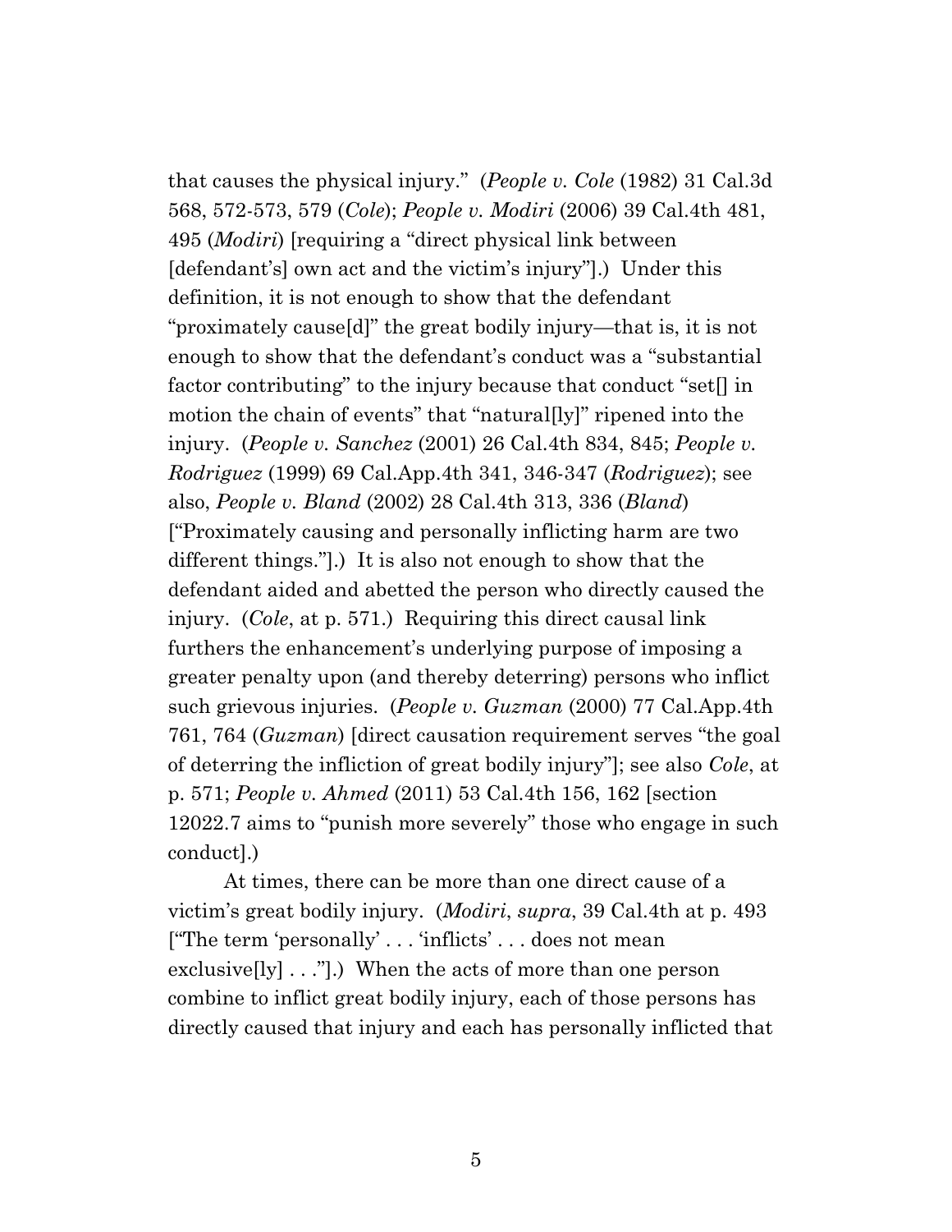that causes the physical injury." (*People v. Cole* (1982) 31 Cal.3d 568, 572-573, 579 (*Cole*); *People v. Modiri* (2006) 39 Cal.4th 481, 495 (*Modiri*) [requiring a "direct physical link between [defendant's] own act and the victim's injury"].) Under this definition, it is not enough to show that the defendant "proximately cause[d]" the great bodily injury—that is, it is not enough to show that the defendant's conduct was a "substantial factor contributing" to the injury because that conduct "set[] in motion the chain of events" that "natural[ly]" ripened into the injury. (*People v. Sanchez* (2001) 26 Cal.4th 834, 845; *People v. Rodriguez* (1999) 69 Cal.App.4th 341, 346-347 (*Rodriguez*); see also, *People v. Bland* (2002) 28 Cal.4th 313, 336 (*Bland*) ["Proximately causing and personally inflicting harm are two different things."].) It is also not enough to show that the defendant aided and abetted the person who directly caused the injury. (*Cole*, at p. 571.) Requiring this direct causal link furthers the enhancement's underlying purpose of imposing a greater penalty upon (and thereby deterring) persons who inflict such grievous injuries. (*People v. Guzman* (2000) 77 Cal.App.4th 761, 764 (*Guzman*) [direct causation requirement serves "the goal of deterring the infliction of great bodily injury"]; see also *Cole*, at p. 571; *People v. Ahmed* (2011) 53 Cal.4th 156, 162 [section 12022.7 aims to "punish more severely" those who engage in such conduct].)

At times, there can be more than one direct cause of a victim's great bodily injury. (*Modiri*, *supra*, 39 Cal.4th at p. 493 ["The term 'personally' . . . 'inflicts' . . . does not mean exclusive[ly] . . ."].) When the acts of more than one person combine to inflict great bodily injury, each of those persons has directly caused that injury and each has personally inflicted that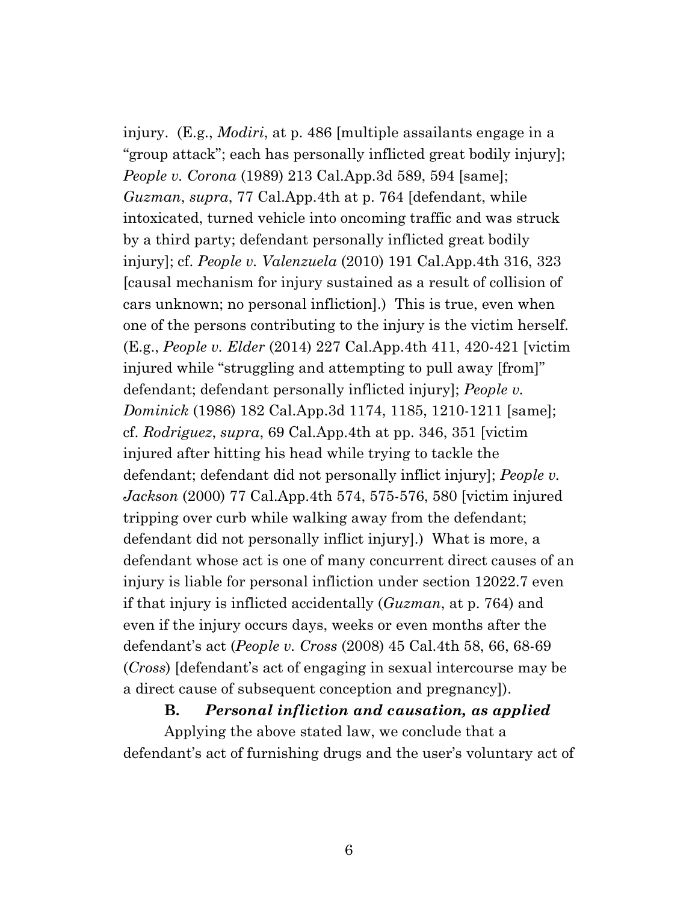injury. (E.g., *Modiri*, at p. 486 [multiple assailants engage in a "group attack"; each has personally inflicted great bodily injury]; *People v. Corona* (1989) 213 Cal.App.3d 589, 594 [same]; *Guzman*, *supra*, 77 Cal.App.4th at p. 764 [defendant, while intoxicated, turned vehicle into oncoming traffic and was struck by a third party; defendant personally inflicted great bodily injury]; cf. *People v. Valenzuela* (2010) 191 Cal.App.4th 316, 323 [causal mechanism for injury sustained as a result of collision of cars unknown; no personal infliction].) This is true, even when one of the persons contributing to the injury is the victim herself. (E.g., *People v. Elder* (2014) 227 Cal.App.4th 411, 420-421 [victim injured while "struggling and attempting to pull away [from]" defendant; defendant personally inflicted injury]; *People v. Dominick* (1986) 182 Cal.App.3d 1174, 1185, 1210-1211 [same]; cf. *Rodriguez*, *supra*, 69 Cal.App.4th at pp. 346, 351 [victim injured after hitting his head while trying to tackle the defendant; defendant did not personally inflict injury]; *People v. Jackson* (2000) 77 Cal.App.4th 574, 575-576, 580 [victim injured tripping over curb while walking away from the defendant; defendant did not personally inflict injury].) What is more, a defendant whose act is one of many concurrent direct causes of an injury is liable for personal infliction under section 12022.7 even if that injury is inflicted accidentally (*Guzman*, at p. 764) and even if the injury occurs days, weeks or even months after the defendant's act (*People v. Cross* (2008) 45 Cal.4th 58, 66, 68-69 (*Cross*) [defendant's act of engaging in sexual intercourse may be a direct cause of subsequent conception and pregnancy]).

**B. *Personal infliction and causation, as applied***

Applying the above stated law, we conclude that a defendant's act of furnishing drugs and the user's voluntary act of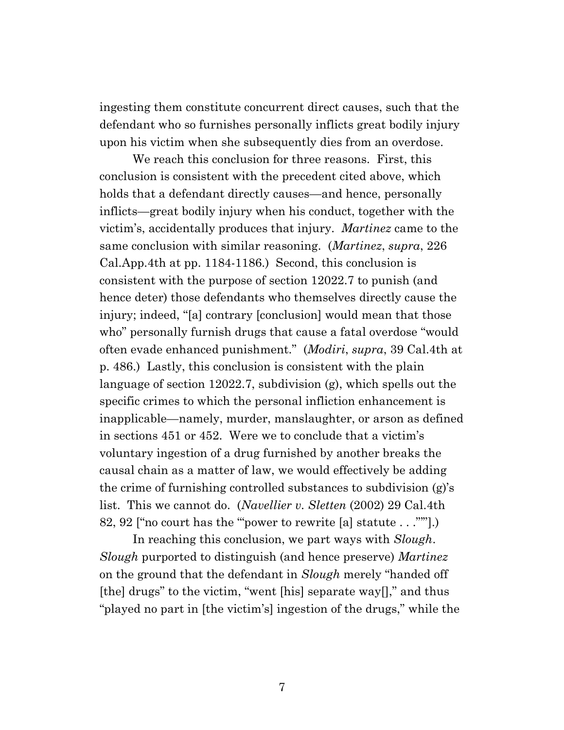ingesting them constitute concurrent direct causes, such that the defendant who so furnishes personally inflicts great bodily injury upon his victim when she subsequently dies from an overdose.

We reach this conclusion for three reasons. First, this conclusion is consistent with the precedent cited above, which holds that a defendant directly causes—and hence, personally inflicts—great bodily injury when his conduct, together with the victim's, accidentally produces that injury. *Martinez* came to the same conclusion with similar reasoning. (*Martinez*, *supra*, 226 Cal.App.4th at pp. 1184-1186.) Second, this conclusion is consistent with the purpose of section 12022.7 to punish (and hence deter) those defendants who themselves directly cause the injury; indeed, "[a] contrary [conclusion] would mean that those who" personally furnish drugs that cause a fatal overdose "would often evade enhanced punishment." (*Modiri*, *supra*, 39 Cal.4th at p. 486.) Lastly, this conclusion is consistent with the plain language of section 12022.7, subdivision (g), which spells out the specific crimes to which the personal infliction enhancement is inapplicable—namely, murder, manslaughter, or arson as defined in sections 451 or 452. Were we to conclude that a victim's voluntary ingestion of a drug furnished by another breaks the causal chain as a matter of law, we would effectively be adding the crime of furnishing controlled substances to subdivision (g)'s list. This we cannot do. (*Navellier v. Sletten* (2002) 29 Cal.4th 82, 92 ["no court has the '"power to rewrite [a] statute . . ."'"].)

In reaching this conclusion, we part ways with *Slough*. *Slough* purported to distinguish (and hence preserve) *Martinez* on the ground that the defendant in *Slough* merely "handed off [the] drugs" to the victim, "went [his] separate way[]," and thus "played no part in [the victim's] ingestion of the drugs," while the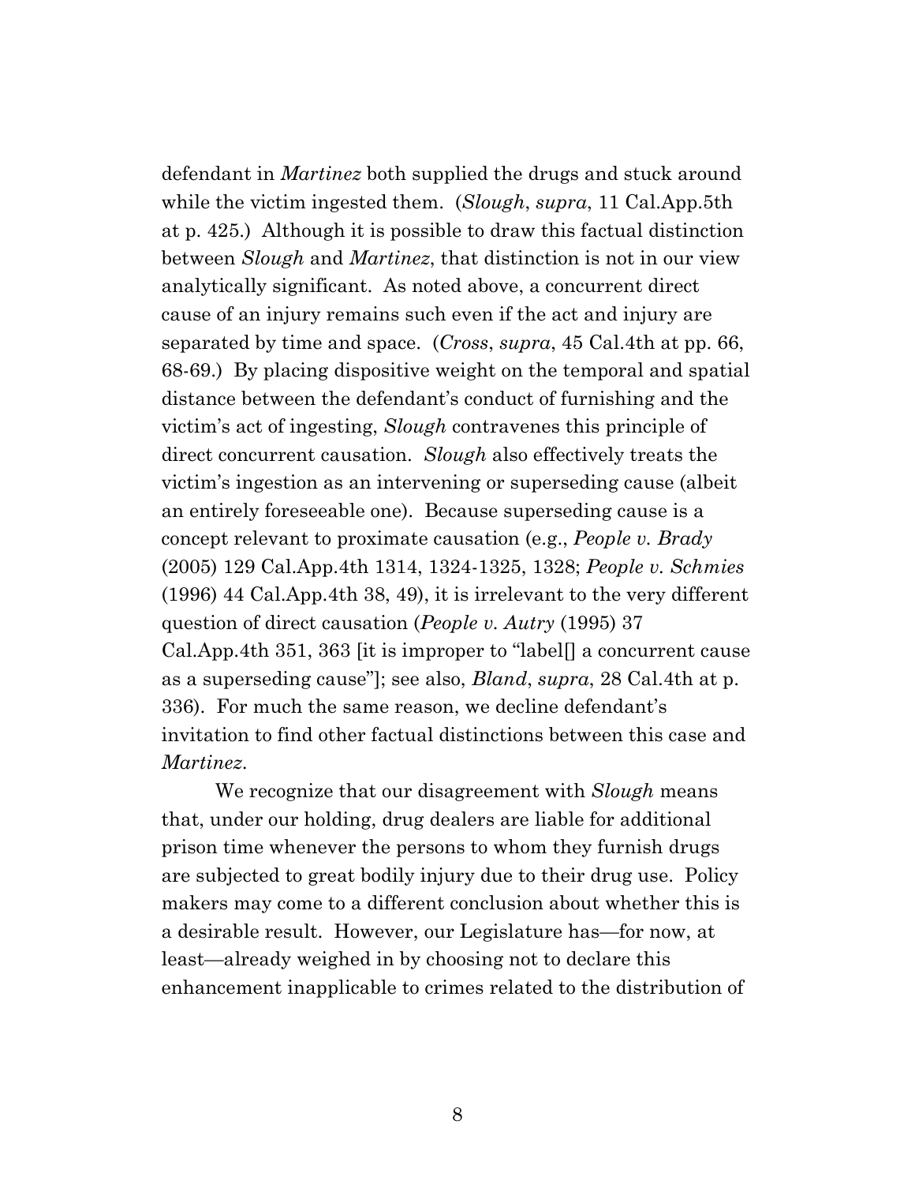defendant in *Martinez* both supplied the drugs and stuck around while the victim ingested them. (*Slough*, *supra*, 11 Cal.App.5th at p. 425.) Although it is possible to draw this factual distinction between *Slough* and *Martinez*, that distinction is not in our view analytically significant. As noted above, a concurrent direct cause of an injury remains such even if the act and injury are separated by time and space. (*Cross*, *supra*, 45 Cal.4th at pp. 66, 68-69.) By placing dispositive weight on the temporal and spatial distance between the defendant's conduct of furnishing and the victim's act of ingesting, *Slough* contravenes this principle of direct concurrent causation. *Slough* also effectively treats the victim's ingestion as an intervening or superseding cause (albeit an entirely foreseeable one). Because superseding cause is a concept relevant to proximate causation (e.g., *People v. Brady* (2005) 129 Cal.App.4th 1314, 1324-1325, 1328; *People v. Schmies* (1996) 44 Cal.App.4th 38, 49), it is irrelevant to the very different question of direct causation (*People v. Autry* (1995) 37 Cal.App.4th 351, 363 [it is improper to "label[] a concurrent cause as a superseding cause"]; see also, *Bland*, *supra*, 28 Cal.4th at p. 336). For much the same reason, we decline defendant's invitation to find other factual distinctions between this case and *Martinez*.

We recognize that our disagreement with *Slough* means that, under our holding, drug dealers are liable for additional prison time whenever the persons to whom they furnish drugs are subjected to great bodily injury due to their drug use. Policy makers may come to a different conclusion about whether this is a desirable result. However, our Legislature has—for now, at least—already weighed in by choosing not to declare this enhancement inapplicable to crimes related to the distribution of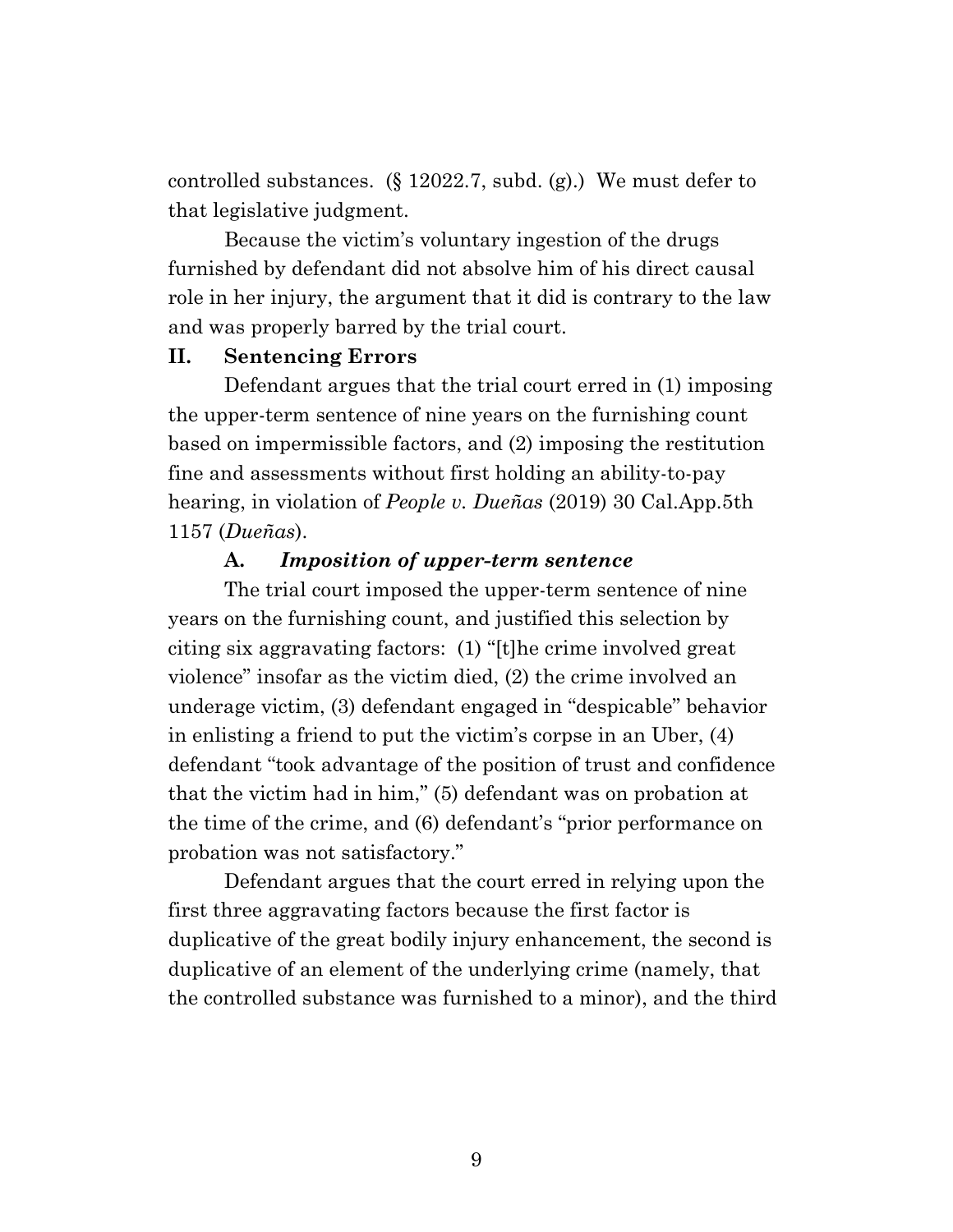controlled substances. (§ 12022.7, subd. (g).) We must defer to that legislative judgment.

Because the victim's voluntary ingestion of the drugs furnished by defendant did not absolve him of his direct causal role in her injury, the argument that it did is contrary to the law and was properly barred by the trial court.

## II. Sentencing Errors

Defendant argues that the trial court erred in (1) imposing the upper-term sentence of nine years on the furnishing count based on impermissible factors, and (2) imposing the restitution fine and assessments without first holding an ability-to-pay hearing, in violation of *People v. Dueñas* (2019) 30 Cal.App.5th 1157 (*Dueñas*).

### A. *Imposition of upper-term sentence*

The trial court imposed the upper-term sentence of nine years on the furnishing count, and justified this selection by citing six aggravating factors: (1) "[t]he crime involved great violence" insofar as the victim died, (2) the crime involved an underage victim, (3) defendant engaged in "despicable" behavior in enlisting a friend to put the victim's corpse in an Uber, (4) defendant "took advantage of the position of trust and confidence that the victim had in him," (5) defendant was on probation at the time of the crime, and (6) defendant's "prior performance on probation was not satisfactory."

Defendant argues that the court erred in relying upon the first three aggravating factors because the first factor is duplicative of the great bodily injury enhancement, the second is duplicative of an element of the underlying crime (namely, that the controlled substance was furnished to a minor), and the third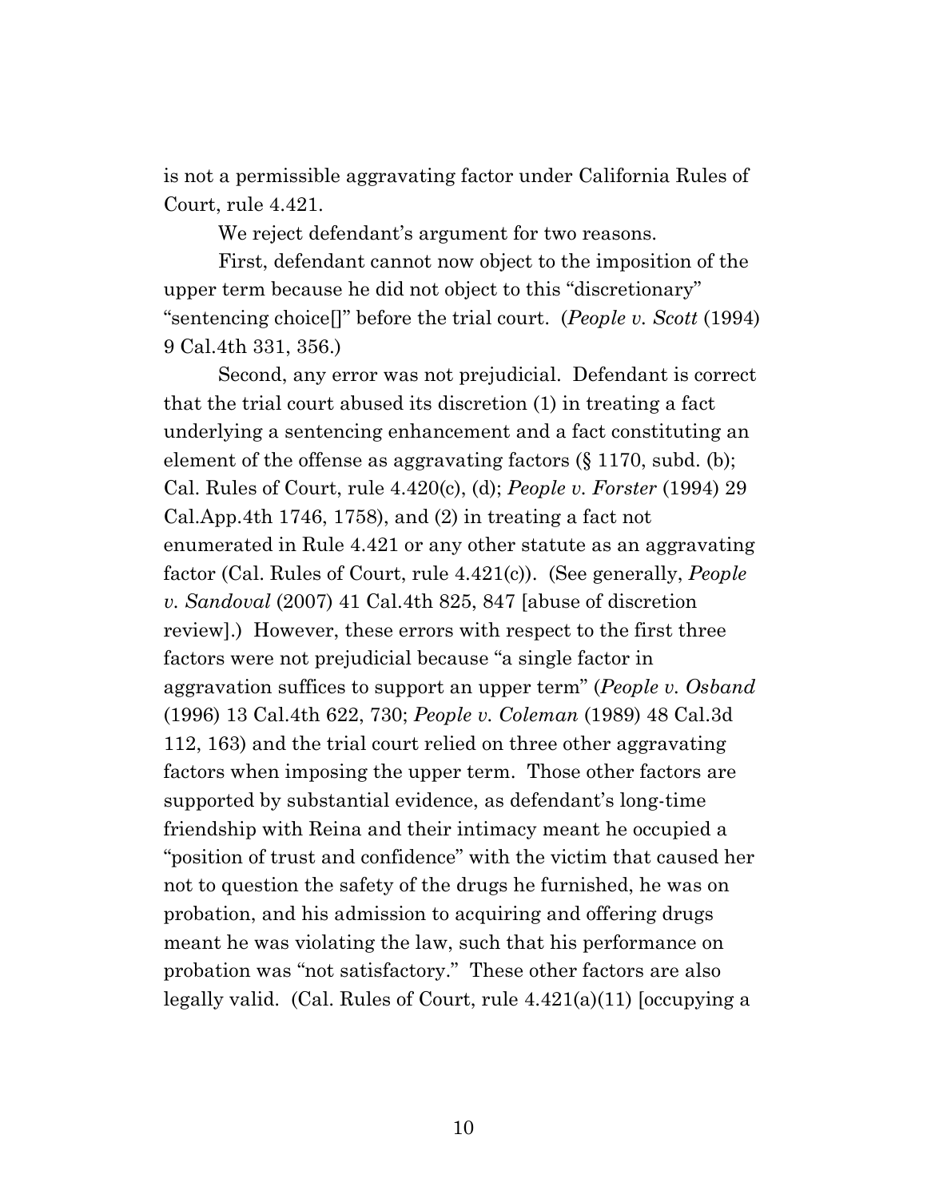is not a permissible aggravating factor under California Rules of Court, rule 4.421.

We reject defendant's argument for two reasons.

First, defendant cannot now object to the imposition of the upper term because he did not object to this "discretionary" "sentencing choice[]" before the trial court. (*People v. Scott* (1994) 9 Cal.4th 331, 356.)

Second, any error was not prejudicial. Defendant is correct that the trial court abused its discretion (1) in treating a fact underlying a sentencing enhancement and a fact constituting an element of the offense as aggravating factors (§ 1170, subd. (b); Cal. Rules of Court, rule 4.420(c), (d); *People v. Forster* (1994) 29 Cal.App.4th 1746, 1758), and (2) in treating a fact not enumerated in Rule 4.421 or any other statute as an aggravating factor (Cal. Rules of Court, rule 4.421(c)). (See generally, *People v. Sandoval* (2007) 41 Cal.4th 825, 847 [abuse of discretion review].) However, these errors with respect to the first three factors were not prejudicial because "a single factor in aggravation suffices to support an upper term" (*People v. Osband* (1996) 13 Cal.4th 622, 730; *People v. Coleman* (1989) 48 Cal.3d 112, 163) and the trial court relied on three other aggravating factors when imposing the upper term. Those other factors are supported by substantial evidence, as defendant's long-time friendship with Reina and their intimacy meant he occupied a "position of trust and confidence" with the victim that caused her not to question the safety of the drugs he furnished, he was on probation, and his admission to acquiring and offering drugs meant he was violating the law, such that his performance on probation was "not satisfactory." These other factors are also legally valid. (Cal. Rules of Court, rule 4.421(a)(11) [occupying a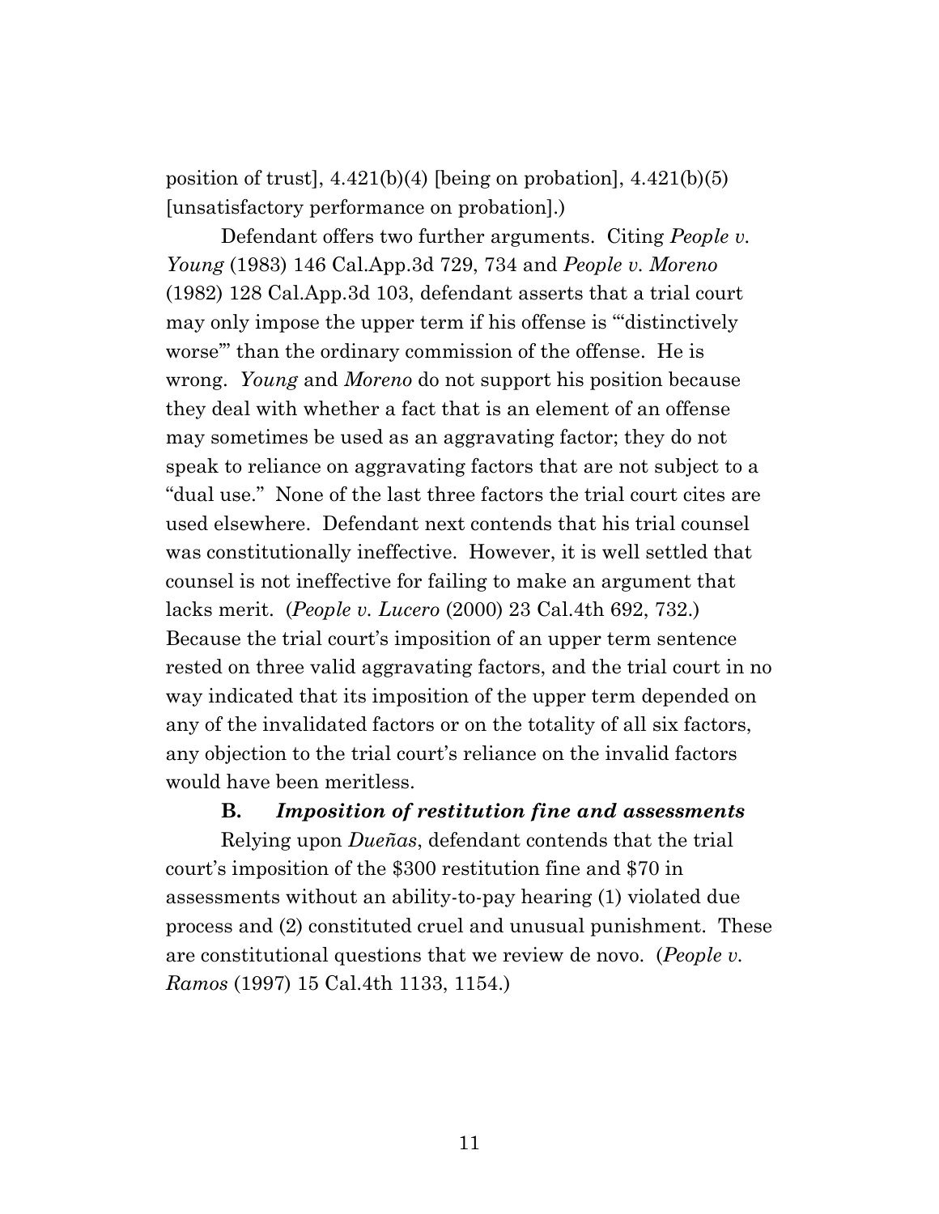position of trust], 4.421(b)(4) [being on probation], 4.421(b)(5) [unsatisfactory performance on probation].)

Defendant offers two further arguments. Citing *People v. Young* (1983) 146 Cal.App.3d 729, 734 and *People v. Moreno* (1982) 128 Cal.App.3d 103, defendant asserts that a trial court may only impose the upper term if his offense is "'distinctively worse'" than the ordinary commission of the offense. He is wrong. *Young* and *Moreno* do not support his position because they deal with whether a fact that is an element of an offense may sometimes be used as an aggravating factor; they do not speak to reliance on aggravating factors that are not subject to a "dual use." None of the last three factors the trial court cites are used elsewhere. Defendant next contends that his trial counsel was constitutionally ineffective. However, it is well settled that counsel is not ineffective for failing to make an argument that lacks merit. (*People v. Lucero* (2000) 23 Cal.4th 692, 732.) Because the trial court's imposition of an upper term sentence rested on three valid aggravating factors, and the trial court in no way indicated that its imposition of the upper term depended on any of the invalidated factors or on the totality of all six factors, any objection to the trial court's reliance on the invalid factors would have been meritless.

**B. *Imposition of restitution fine and assessments***

Relying upon *Dueñas*, defendant contends that the trial court's imposition of the $300 restitution fine and $70 in assessments without an ability-to-pay hearing (1) violated due process and (2) constituted cruel and unusual punishment. These are constitutional questions that we review de novo. (*People v. Ramos* (1997) 15 Cal.4th 1133, 1154.)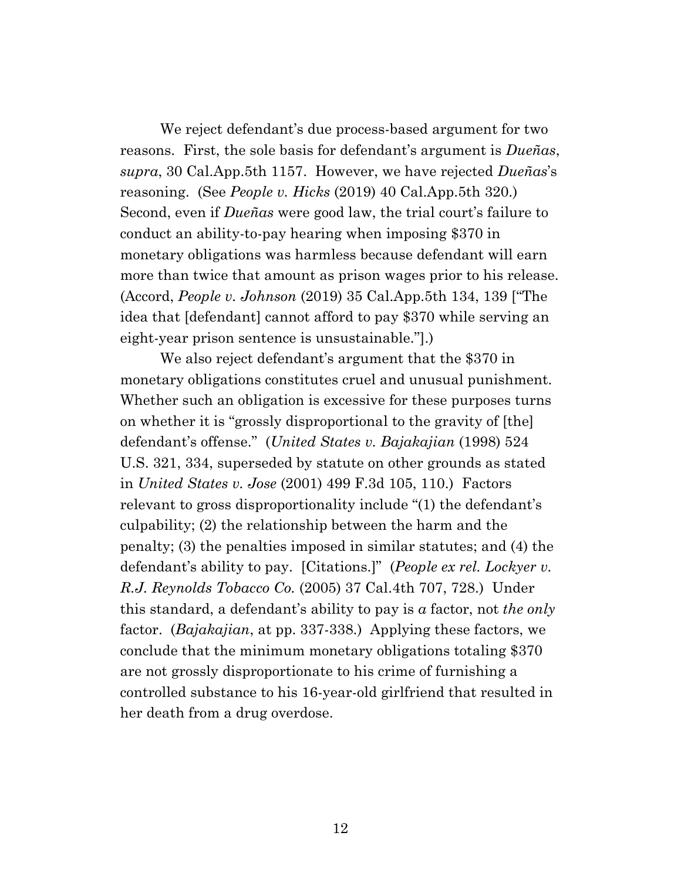We reject defendant's due process-based argument for two reasons. First, the sole basis for defendant's argument is *Dueñas*, *supra*, 30 Cal.App.5th 1157. However, we have rejected *Dueñas*'s reasoning. (See *People v. Hicks* (2019) 40 Cal.App.5th 320.) Second, even if *Dueñas* were good law, the trial court's failure to conduct an ability-to-pay hearing when imposing $370 in monetary obligations was harmless because defendant will earn more than twice that amount as prison wages prior to his release. (Accord, *People v. Johnson* (2019) 35 Cal.App.5th 134, 139 ["The idea that [defendant] cannot afford to pay $370 while serving an eight-year prison sentence is unsustainable."].)

We also reject defendant's argument that the $370 in monetary obligations constitutes cruel and unusual punishment. Whether such an obligation is excessive for these purposes turns on whether it is "grossly disproportional to the gravity of [the] defendant's offense." (*United States v. Bajakajian* (1998) 524 U.S. 321, 334, superseded by statute on other grounds as stated in *United States v. Jose* (2001) 499 F.3d 105, 110.) Factors relevant to gross disproportionality include "(1) the defendant's culpability; (2) the relationship between the harm and the penalty; (3) the penalties imposed in similar statutes; and (4) the defendant's ability to pay. [Citations.]" (*People ex rel. Lockyer v. R.J. Reynolds Tobacco Co.* (2005) 37 Cal.4th 707, 728.) Under this standard, a defendant's ability to pay is *a* factor, not *the only* factor. (*Bajakajian*, at pp. 337-338.) Applying these factors, we conclude that the minimum monetary obligations totaling $370 are not grossly disproportionate to his crime of furnishing a controlled substance to his 16-year-old girlfriend that resulted in her death from a drug overdose.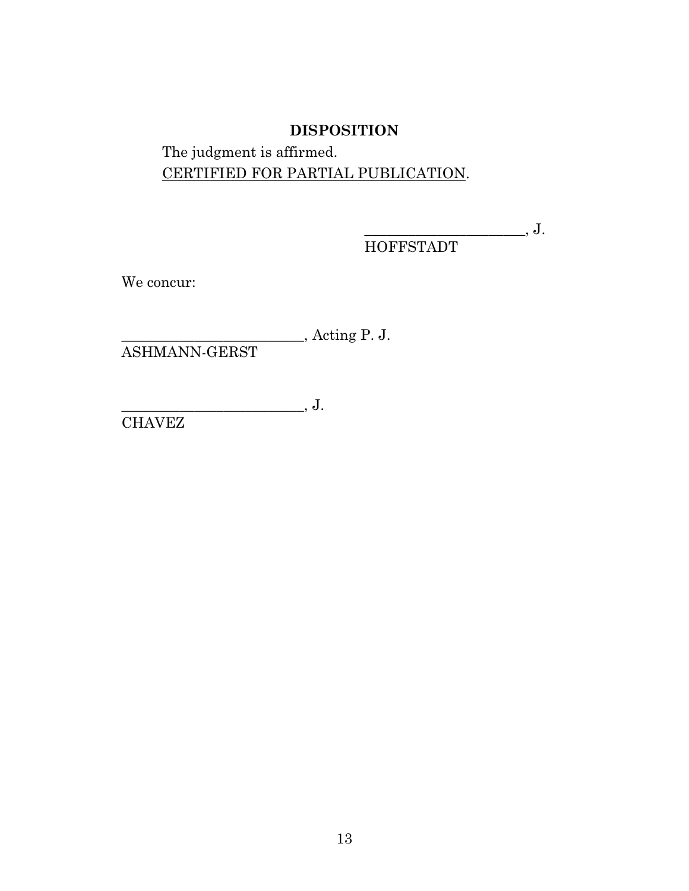## DISPOSITION

The judgment is affirmed.

CERTIFIED FOR PARTIAL PUBLICATION.

______________________, J.
HOFFSTADT

We concur:

_________________________, Acting P. J.
ASHMANN-GERST

_________________________, J.
CHAVEZ